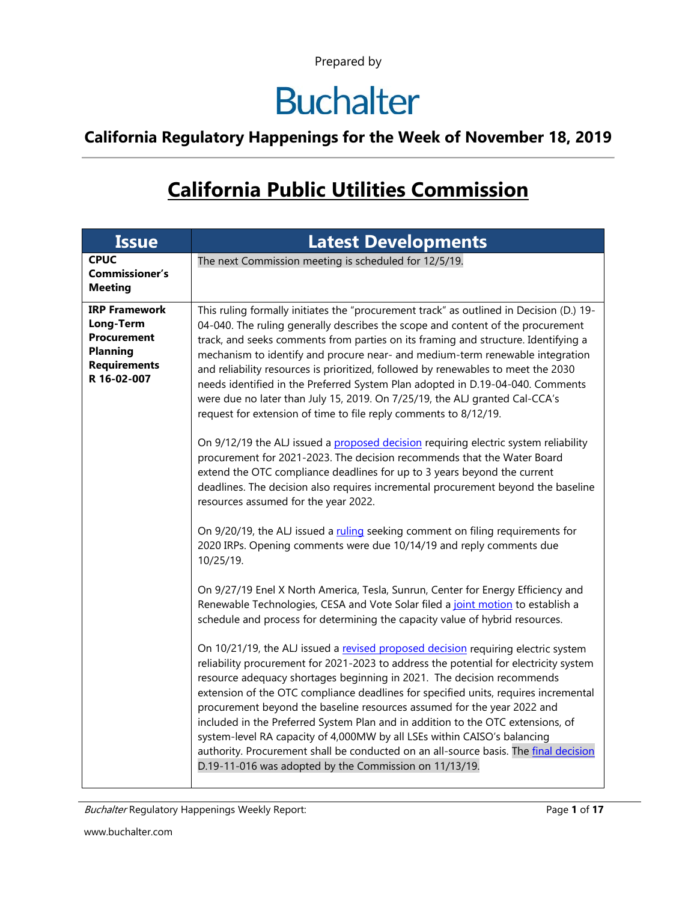Prepared by

# Buchalter

## California Regulatory Happenings for the Week of November 18, 2019

# California Public Utilities Commission

| Issue | Latest Developments |
|---|---|
| **CPUC Commissioner's Meeting** | The next Commission meeting is scheduled for 12/5/19. |
| **IRP Framework Long-Term Procurement Planning Requirements R 16-02-007** | This ruling formally initiates the "procurement track" as outlined in Decision (D.) 19-04-040. The ruling generally describes the scope and content of the procurement track, and seeks comments from parties on its framing and structure. Identifying a mechanism to identify and procure near- and medium-term renewable integration and reliability resources is prioritized, followed by renewables to meet the 2030 needs identified in the Preferred System Plan adopted in D.19-04-040. Comments were due no later than July 15, 2019. On 7/25/19, the ALJ granted Cal-CCA's request for extension of time to file reply comments to 8/12/19.<br><br>On 9/12/19 the ALJ issued a proposed decision requiring electric system reliability procurement for 2021-2023. The decision recommends that the Water Board extend the OTC compliance deadlines for up to 3 years beyond the current deadlines. The decision also requires incremental procurement beyond the baseline resources assumed for the year 2022.<br><br>On 9/20/19, the ALJ issued a ruling seeking comment on filing requirements for 2020 IRPs. Opening comments were due 10/14/19 and reply comments due 10/25/19.<br><br>On 9/27/19 Enel X North America, Tesla, Sunrun, Center for Energy Efficiency and Renewable Technologies, CESA and Vote Solar filed a joint motion to establish a schedule and process for determining the capacity value of hybrid resources.<br><br>On 10/21/19, the ALJ issued a revised proposed decision requiring electric system reliability procurement for 2021-2023 to address the potential for electricity system resource adequacy shortages beginning in 2021. The decision recommends extension of the OTC compliance deadlines for specified units, requires incremental procurement beyond the baseline resources assumed for the year 2022 and included in the Preferred System Plan and in addition to the OTC extensions, of system-level RA capacity of 4,000MW by all LSEs within CAISO's balancing authority. Procurement shall be conducted on an all-source basis. The final decision D.19-11-016 was adopted by the Commission on 11/13/19. |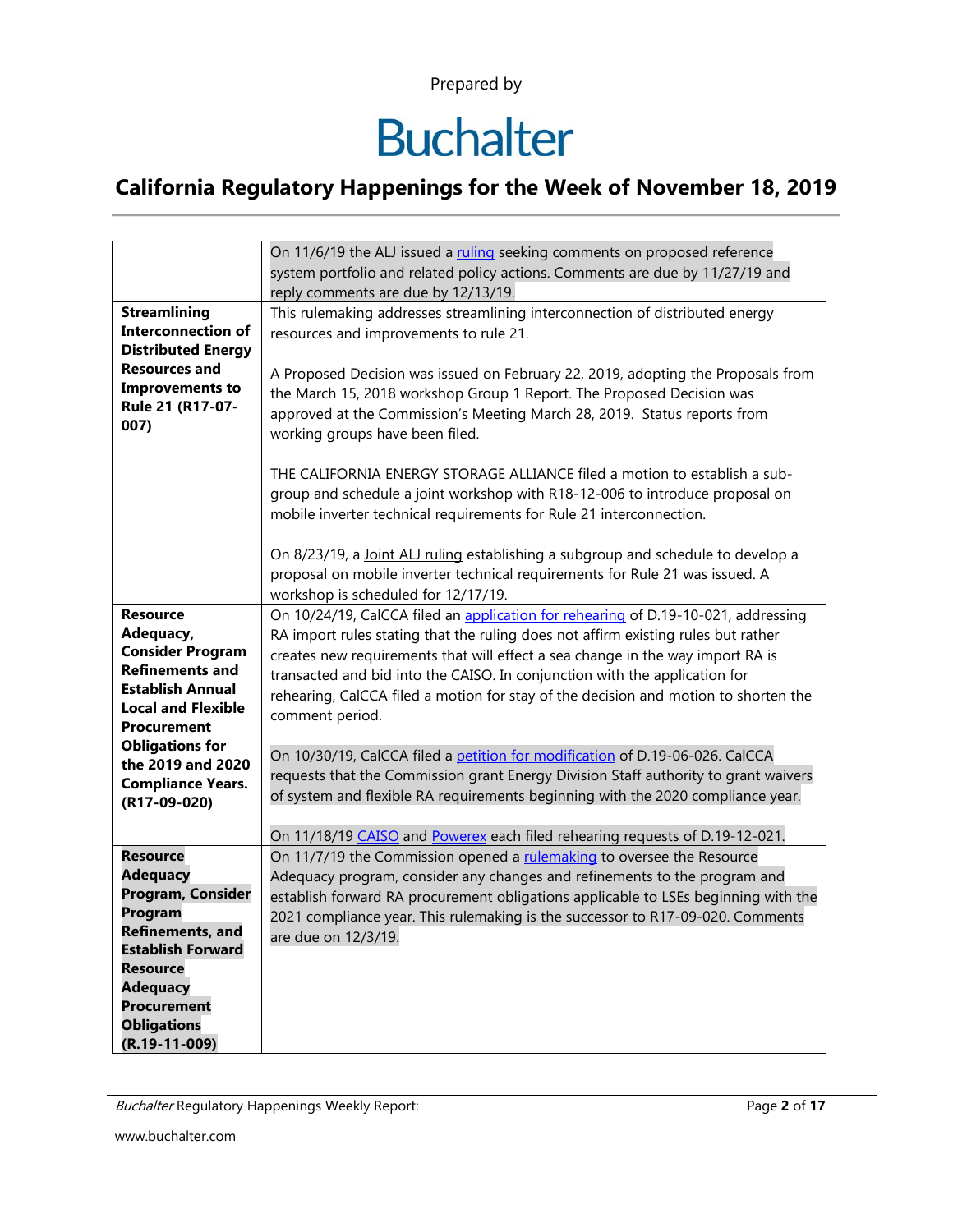Prepared by

# Buchalter

## California Regulatory Happenings for the Week of November 18, 2019

| | |
|---|---|
| | On 11/6/19 the ALJ issued a ruling seeking comments on proposed reference system portfolio and related policy actions. Comments are due by 11/27/19 and reply comments are due by 12/13/19. |
| **Streamlining Interconnection of Distributed Energy Resources and Improvements to Rule 21 (R17-07-007)** | This rulemaking addresses streamlining interconnection of distributed energy resources and improvements to rule 21.<br><br>A Proposed Decision was issued on February 22, 2019, adopting the Proposals from the March 15, 2018 workshop Group 1 Report. The Proposed Decision was approved at the Commission's Meeting March 28, 2019. Status reports from working groups have been filed.<br><br>THE CALIFORNIA ENERGY STORAGE ALLIANCE filed a motion to establish a sub-group and schedule a joint workshop with R18-12-006 to introduce proposal on mobile inverter technical requirements for Rule 21 interconnection.<br><br>On 8/23/19, a Joint ALJ ruling establishing a subgroup and schedule to develop a proposal on mobile inverter technical requirements for Rule 21 was issued. A workshop is scheduled for 12/17/19. |
| **Resource Adequacy, Consider Program Refinements and Establish Annual Local and Flexible Procurement Obligations for the 2019 and 2020 Compliance Years. (R17-09-020)** | On 10/24/19, CalCCA filed an application for rehearing of D.19-10-021, addressing RA import rules stating that the ruling does not affirm existing rules but rather creates new requirements that will effect a sea change in the way import RA is transacted and bid into the CAISO. In conjunction with the application for rehearing, CalCCA filed a motion for stay of the decision and motion to shorten the comment period.<br><br>On 10/30/19, CalCCA filed a petition for modification of D.19-06-026. CalCCA requests that the Commission grant Energy Division Staff authority to grant waivers of system and flexible RA requirements beginning with the 2020 compliance year.<br><br>On 11/18/19 CAISO and Powerex each filed rehearing requests of D.19-12-021. |
| **Resource Adequacy Program, Consider Program Refinements, and Establish Forward Resource Adequacy Procurement Obligations (R.19-11-009)** | On 11/7/19 the Commission opened a rulemaking to oversee the Resource Adequacy program, consider any changes and refinements to the program and establish forward RA procurement obligations applicable to LSEs beginning with the 2021 compliance year. This rulemaking is the successor to R17-09-020. Comments are due on 12/3/19. |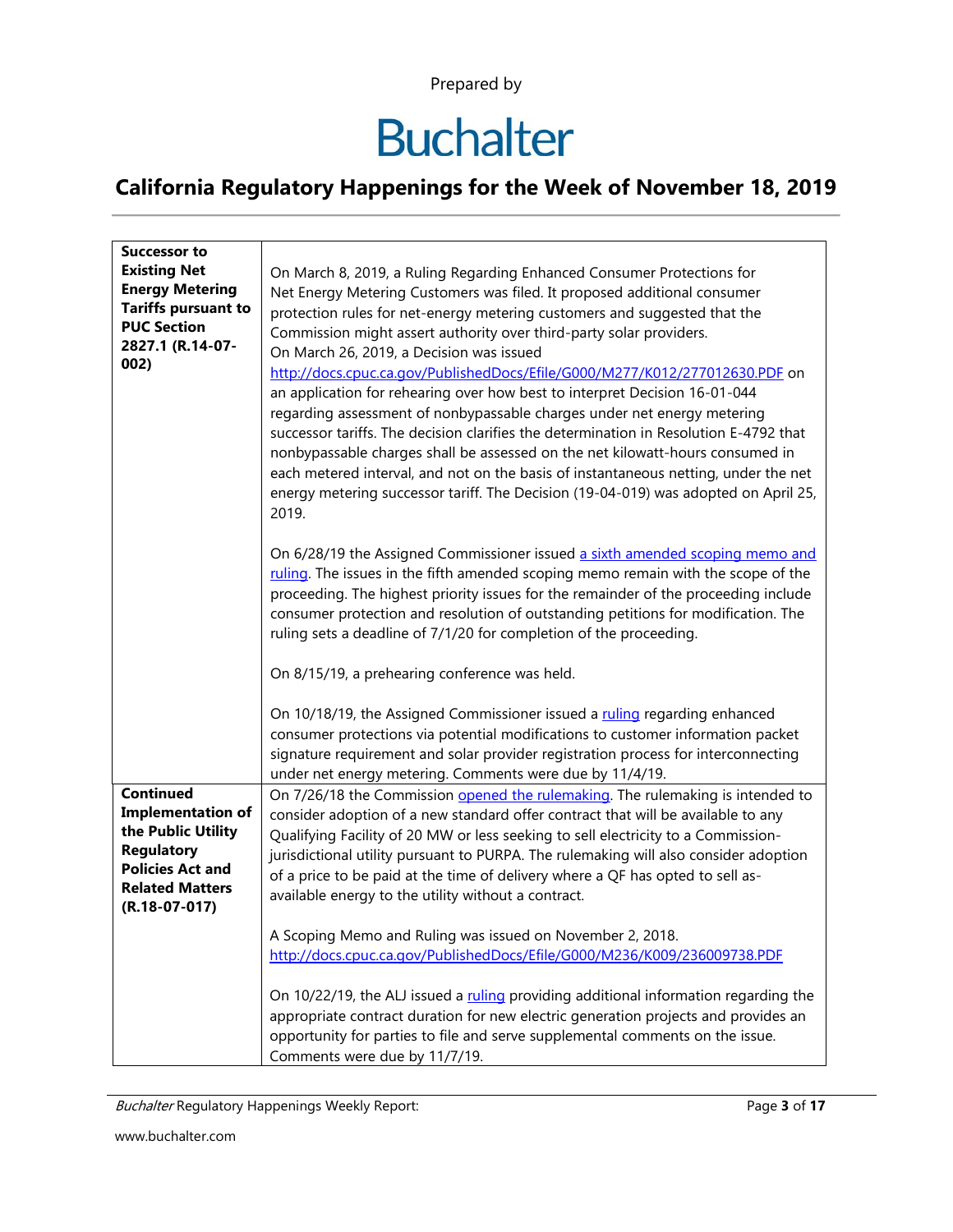Prepared by

# Buchalter

## California Regulatory Happenings for the Week of November 18, 2019

| | |
|---|---|
| **Successor to Existing Net Energy Metering Tariffs pursuant to PUC Section 2827.1 (R.14-07-002)** | On March 8, 2019, a Ruling Regarding Enhanced Consumer Protections for Net Energy Metering Customers was filed. It proposed additional consumer protection rules for net-energy metering customers and suggested that the Commission might assert authority over third-party solar providers.<br>On March 26, 2019, a Decision was issued http://docs.cpuc.ca.gov/PublishedDocs/Efile/G000/M277/K012/277012630.PDF on an application for rehearing over how best to interpret Decision 16-01-044 regarding assessment of nonbypassable charges under net energy metering successor tariffs. The decision clarifies the determination in Resolution E-4792 that nonbypassable charges shall be assessed on the net kilowatt-hours consumed in each metered interval, and not on the basis of instantaneous netting, under the net energy metering successor tariff. The Decision (19-04-019) was adopted on April 25, 2019.<br><br>On 6/28/19 the Assigned Commissioner issued a sixth amended scoping memo and ruling. The issues in the fifth amended scoping memo remain with the scope of the proceeding. The highest priority issues for the remainder of the proceeding include consumer protection and resolution of outstanding petitions for modification. The ruling sets a deadline of 7/1/20 for completion of the proceeding.<br><br>On 8/15/19, a prehearing conference was held.<br><br>On 10/18/19, the Assigned Commissioner issued a ruling regarding enhanced consumer protections via potential modifications to customer information packet signature requirement and solar provider registration process for interconnecting under net energy metering. Comments were due by 11/4/19. |
| **Continued Implementation of the Public Utility Regulatory Policies Act and Related Matters (R.18-07-017)** | On 7/26/18 the Commission opened the rulemaking. The rulemaking is intended to consider adoption of a new standard offer contract that will be available to any Qualifying Facility of 20 MW or less seeking to sell electricity to a Commission-jurisdictional utility pursuant to PURPA. The rulemaking will also consider adoption of a price to be paid at the time of delivery where a QF has opted to sell as-available energy to the utility without a contract.<br><br>A Scoping Memo and Ruling was issued on November 2, 2018. http://docs.cpuc.ca.gov/PublishedDocs/Efile/G000/M236/K009/236009738.PDF<br><br>On 10/22/19, the ALJ issued a ruling providing additional information regarding the appropriate contract duration for new electric generation projects and provides an opportunity for parties to file and serve supplemental comments on the issue. Comments were due by 11/7/19. |

*Buchalter* Regulatory Happenings Weekly Report:

www.buchalter.com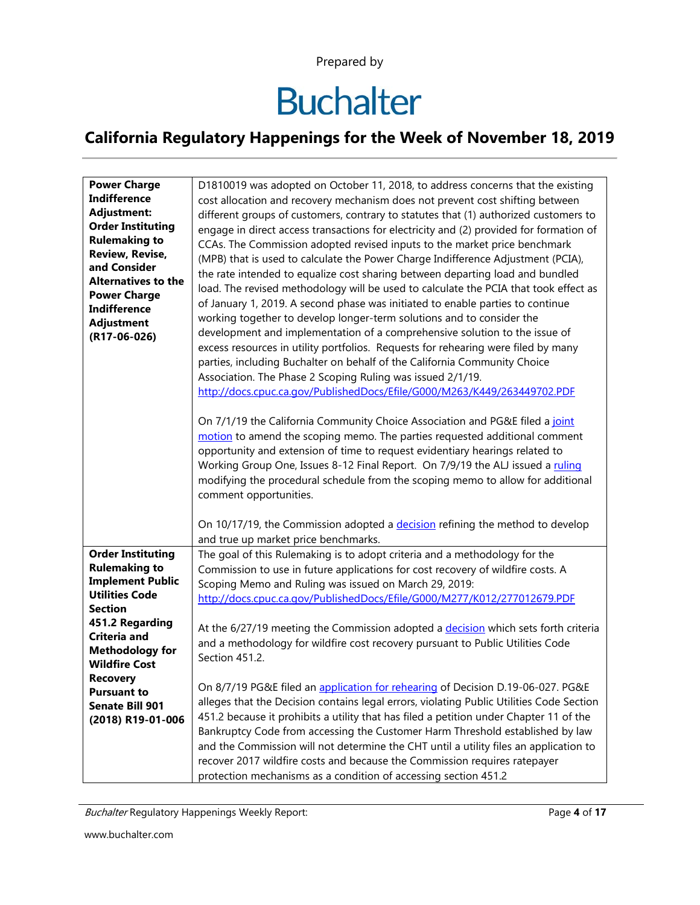Prepared by

# Buchalter

## California Regulatory Happenings for the Week of November 18, 2019

| | |
|---|---|
| **Power Charge Indifference Adjustment: Order Instituting Rulemaking to Review, Revise, and Consider Alternatives to the Power Charge Indifference Adjustment (R17-06-026)** | D1810019 was adopted on October 11, 2018, to address concerns that the existing cost allocation and recovery mechanism does not prevent cost shifting between different groups of customers, contrary to statutes that (1) authorized customers to engage in direct access transactions for electricity and (2) provided for formation of CCAs. The Commission adopted revised inputs to the market price benchmark (MPB) that is used to calculate the Power Charge Indifference Adjustment (PCIA), the rate intended to equalize cost sharing between departing load and bundled load. The revised methodology will be used to calculate the PCIA that took effect as of January 1, 2019. A second phase was initiated to enable parties to continue working together to develop longer-term solutions and to consider the development and implementation of a comprehensive solution to the issue of excess resources in utility portfolios. Requests for rehearing were filed by many parties, including Buchalter on behalf of the California Community Choice Association. The Phase 2 Scoping Ruling was issued 2/1/19. http://docs.cpuc.ca.gov/PublishedDocs/Efile/G000/M263/K449/263449702.PDF<br><br>On 7/1/19 the California Community Choice Association and PG&E filed a joint motion to amend the scoping memo. The parties requested additional comment opportunity and extension of time to request evidentiary hearings related to Working Group One, Issues 8-12 Final Report. On 7/9/19 the ALJ issued a ruling modifying the procedural schedule from the scoping memo to allow for additional comment opportunities.<br><br>On 10/17/19, the Commission adopted a decision refining the method to develop and true up market price benchmarks. |
| **Order Instituting Rulemaking to Implement Public Utilities Code Section 451.2 Regarding Criteria and Methodology for Wildfire Cost Recovery Pursuant to Senate Bill 901 (2018) R19-01-006** | The goal of this Rulemaking is to adopt criteria and a methodology for the Commission to use in future applications for cost recovery of wildfire costs. A Scoping Memo and Ruling was issued on March 29, 2019: http://docs.cpuc.ca.gov/PublishedDocs/Efile/G000/M277/K012/277012679.PDF<br><br>At the 6/27/19 meeting the Commission adopted a decision which sets forth criteria and a methodology for wildfire cost recovery pursuant to Public Utilities Code Section 451.2.<br><br>On 8/7/19 PG&E filed an application for rehearing of Decision D.19-06-027. PG&E alleges that the Decision contains legal errors, violating Public Utilities Code Section 451.2 because it prohibits a utility that has filed a petition under Chapter 11 of the Bankruptcy Code from accessing the Customer Harm Threshold established by law and the Commission will not determine the CHT until a utility files an application to recover 2017 wildfire costs and because the Commission requires ratepayer protection mechanisms as a condition of accessing section 451.2 |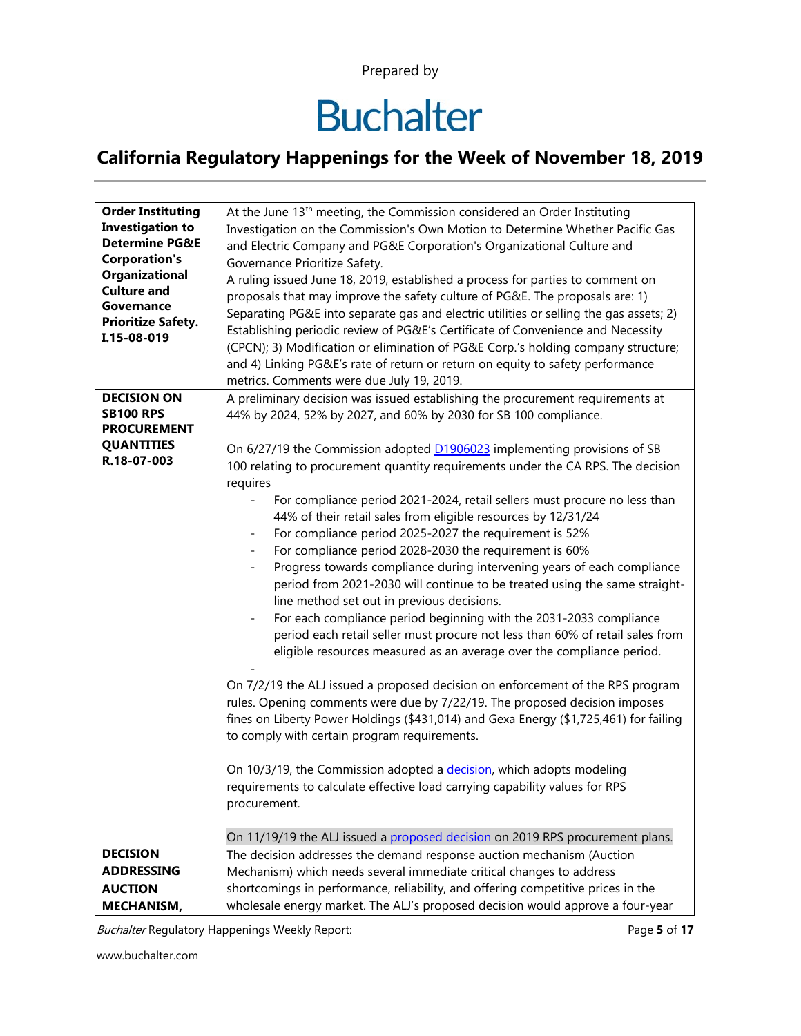Prepared by

# Buchalter

## California Regulatory Happenings for the Week of November 18, 2019

| | |
|---|---|
| **Order Instituting Investigation to Determine PG&E Corporation's Organizational Culture and Governance Prioritize Safety. I.15-08-019** | At the June 13th meeting, the Commission considered an Order Instituting Investigation on the Commission's Own Motion to Determine Whether Pacific Gas and Electric Company and PG&E Corporation's Organizational Culture and Governance Prioritize Safety.<br>A ruling issued June 18, 2019, established a process for parties to comment on proposals that may improve the safety culture of PG&E. The proposals are: 1) Separating PG&E into separate gas and electric utilities or selling the gas assets; 2) Establishing periodic review of PG&E's Certificate of Convenience and Necessity (CPCN); 3) Modification or elimination of PG&E Corp.'s holding company structure; and 4) Linking PG&E's rate of return or return on equity to safety performance metrics. Comments were due July 19, 2019. |
| **DECISION ON SB100 RPS PROCUREMENT QUANTITIES R.18-07-003** | A preliminary decision was issued establishing the procurement requirements at 44% by 2024, 52% by 2027, and 60% by 2030 for SB 100 compliance.<br><br>On 6/27/19 the Commission adopted [D1906023] implementing provisions of SB 100 relating to procurement quantity requirements under the CA RPS. The decision requires<br>- For compliance period 2021-2024, retail sellers must procure no less than 44% of their retail sales from eligible resources by 12/31/24<br>- For compliance period 2025-2027 the requirement is 52%<br>- For compliance period 2028-2030 the requirement is 60%<br>- Progress towards compliance during intervening years of each compliance period from 2021-2030 will continue to be treated using the same straight-line method set out in previous decisions.<br>- For each compliance period beginning with the 2031-2033 compliance period each retail seller must procure not less than 60% of retail sales from eligible resources measured as an average over the compliance period.<br>-<br><br>On 7/2/19 the ALJ issued a proposed decision on enforcement of the RPS program rules. Opening comments were due by 7/22/19. The proposed decision imposes fines on Liberty Power Holdings ($431,014) and Gexa Energy ($1,725,461) for failing to comply with certain program requirements.<br><br>On 10/3/19, the Commission adopted a [decision], which adopts modeling requirements to calculate effective load carrying capability values for RPS procurement.<br><br>On 11/19/19 the ALJ issued a [proposed decision] on 2019 RPS procurement plans. |
| **DECISION ADDRESSING AUCTION MECHANISM,** | The decision addresses the demand response auction mechanism (Auction Mechanism) which needs several immediate critical changes to address shortcomings in performance, reliability, and offering competitive prices in the wholesale energy market. The ALJ's proposed decision would approve a four-year |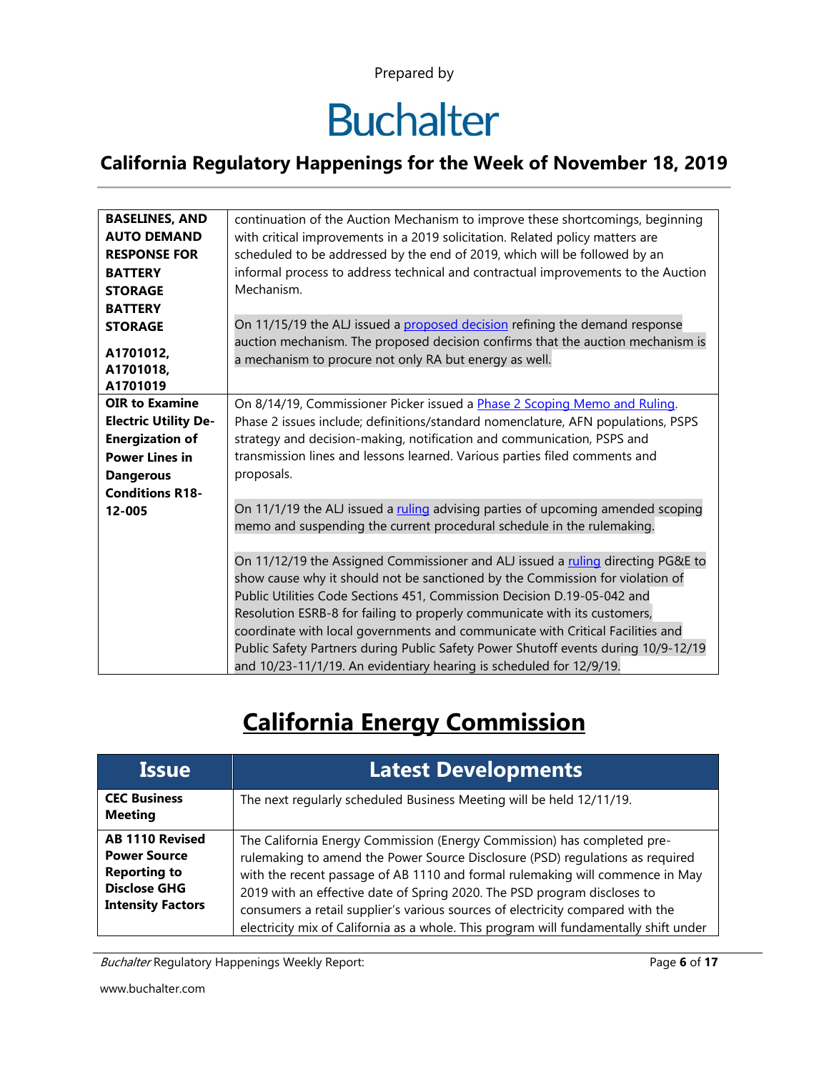Prepared by

# Buchalter

## California Regulatory Happenings for the Week of November 18, 2019

| | |
|---|---|
| **BASELINES, AND AUTO DEMAND RESPONSE FOR BATTERY STORAGE BATTERY STORAGE**<br><br>**A1701012, A1701018, A1701019** | continuation of the Auction Mechanism to improve these shortcomings, beginning with critical improvements in a 2019 solicitation. Related policy matters are scheduled to be addressed by the end of 2019, which will be followed by an informal process to address technical and contractual improvements to the Auction Mechanism.<br><br>On 11/15/19 the ALJ issued a proposed decision refining the demand response auction mechanism. The proposed decision confirms that the auction mechanism is a mechanism to procure not only RA but energy as well. |
| **OIR to Examine Electric Utility De-Energization of Power Lines in Dangerous Conditions R18-12-005** | On 8/14/19, Commissioner Picker issued a Phase 2 Scoping Memo and Ruling. Phase 2 issues include; definitions/standard nomenclature, AFN populations, PSPS strategy and decision-making, notification and communication, PSPS and transmission lines and lessons learned. Various parties filed comments and proposals.<br><br>On 11/1/19 the ALJ issued a ruling advising parties of upcoming amended scoping memo and suspending the current procedural schedule in the rulemaking.<br><br>On 11/12/19 the Assigned Commissioner and ALJ issued a ruling directing PG&E to show cause why it should not be sanctioned by the Commission for violation of Public Utilities Code Sections 451, Commission Decision D.19-05-042 and Resolution ESRB-8 for failing to properly communicate with its customers, coordinate with local governments and communicate with Critical Facilities and Public Safety Partners during Public Safety Power Shutoff events during 10/9-12/19 and 10/23-11/1/19. An evidentiary hearing is scheduled for 12/9/19. |

# California Energy Commission

| Issue | Latest Developments |
|---|---|
| **CEC Business Meeting** | The next regularly scheduled Business Meeting will be held 12/11/19. |
| **AB 1110 Revised Power Source Reporting to Disclose GHG Intensity Factors** | The California Energy Commission (Energy Commission) has completed pre-rulemaking to amend the Power Source Disclosure (PSD) regulations as required with the recent passage of AB 1110 and formal rulemaking will commence in May 2019 with an effective date of Spring 2020. The PSD program discloses to consumers a retail supplier's various sources of electricity compared with the electricity mix of California as a whole. This program will fundamentally shift under |

*Buchalter* Regulatory Happenings Weekly Report:

www.buchalter.com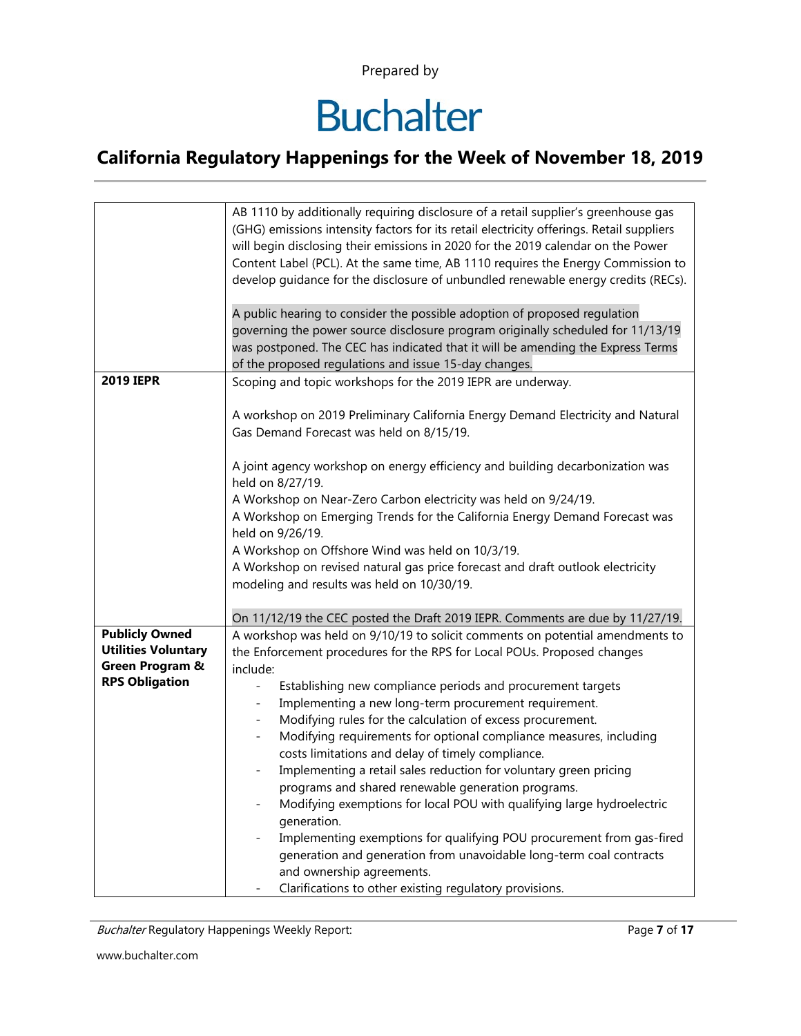| | |
|---|---|
| | AB 1110 by additionally requiring disclosure of a retail supplier's greenhouse gas (GHG) emissions intensity factors for its retail electricity offerings. Retail suppliers will begin disclosing their emissions in 2020 for the 2019 calendar on the Power Content Label (PCL). At the same time, AB 1110 requires the Energy Commission to develop guidance for the disclosure of unbundled renewable energy credits (RECs).<br><br>A public hearing to consider the possible adoption of proposed regulation governing the power source disclosure program originally scheduled for 11/13/19 was postponed. The CEC has indicated that it will be amending the Express Terms of the proposed regulations and issue 15-day changes. |
| **2019 IEPR** | Scoping and topic workshops for the 2019 IEPR are underway.<br><br>A workshop on 2019 Preliminary California Energy Demand Electricity and Natural Gas Demand Forecast was held on 8/15/19.<br><br>A joint agency workshop on energy efficiency and building decarbonization was held on 8/27/19.<br>A Workshop on Near-Zero Carbon electricity was held on 9/24/19.<br>A Workshop on Emerging Trends for the California Energy Demand Forecast was held on 9/26/19.<br>A Workshop on Offshore Wind was held on 10/3/19.<br>A Workshop on revised natural gas price forecast and draft outlook electricity modeling and results was held on 10/30/19.<br><br>On 11/12/19 the CEC posted the Draft 2019 IEPR. Comments are due by 11/27/19. |
| **Publicly Owned Utilities Voluntary Green Program & RPS Obligation** | A workshop was held on 9/10/19 to solicit comments on potential amendments to the Enforcement procedures for the RPS for Local POUs. Proposed changes include:<br>- Establishing new compliance periods and procurement targets<br>- Implementing a new long-term procurement requirement.<br>- Modifying rules for the calculation of excess procurement.<br>- Modifying requirements for optional compliance measures, including costs limitations and delay of timely compliance.<br>- Implementing a retail sales reduction for voluntary green pricing programs and shared renewable generation programs.<br>- Modifying exemptions for local POU with qualifying large hydroelectric generation.<br>- Implementing exemptions for qualifying POU procurement from gas-fired generation and generation from unavoidable long-term coal contracts and ownership agreements.<br>- Clarifications to other existing regulatory provisions. |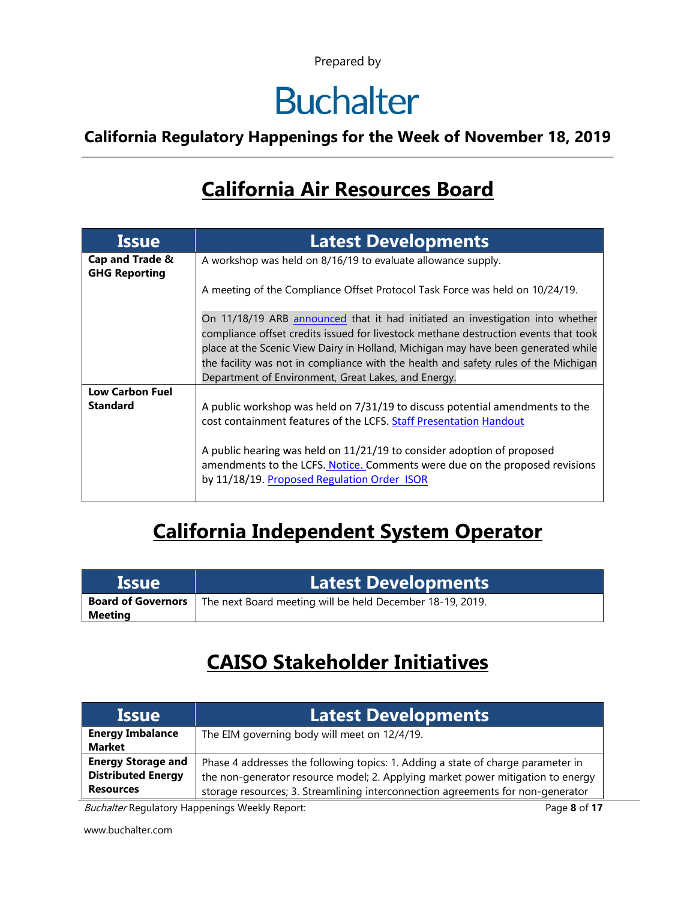Prepared by

# Buchalter

## California Regulatory Happenings for the Week of November 18, 2019

## California Air Resources Board

| Issue | Latest Developments |
| --- | --- |
| **Cap and Trade & GHG Reporting** | A workshop was held on 8/16/19 to evaluate allowance supply.<br><br>A meeting of the Compliance Offset Protocol Task Force was held on 10/24/19.<br><br>On 11/18/19 ARB announced that it had initiated an investigation into whether compliance offset credits issued for livestock methane destruction events that took place at the Scenic View Dairy in Holland, Michigan may have been generated while the facility was not in compliance with the health and safety rules of the Michigan Department of Environment, Great Lakes, and Energy. |
| **Low Carbon Fuel Standard** | A public workshop was held on 7/31/19 to discuss potential amendments to the cost containment features of the LCFS. Staff Presentation Handout<br><br>A public hearing was held on 11/21/19 to consider adoption of proposed amendments to the LCFS. Notice. Comments were due on the proposed revisions by 11/18/19. Proposed Regulation Order ISOR |

## California Independent System Operator

| Issue | Latest Developments |
| --- | --- |
| **Board of Governors Meeting** | The next Board meeting will be held December 18-19, 2019. |

## CAISO Stakeholder Initiatives

| Issue | Latest Developments |
| --- | --- |
| **Energy Imbalance Market** | The EIM governing body will meet on 12/4/19. |
| **Energy Storage and Distributed Energy Resources** | Phase 4 addresses the following topics: 1. Adding a state of charge parameter in the non-generator resource model; 2. Applying market power mitigation to energy storage resources; 3. Streamlining interconnection agreements for non-generator |

*Buchalter* Regulatory Happenings Weekly Report:

www.buchalter.com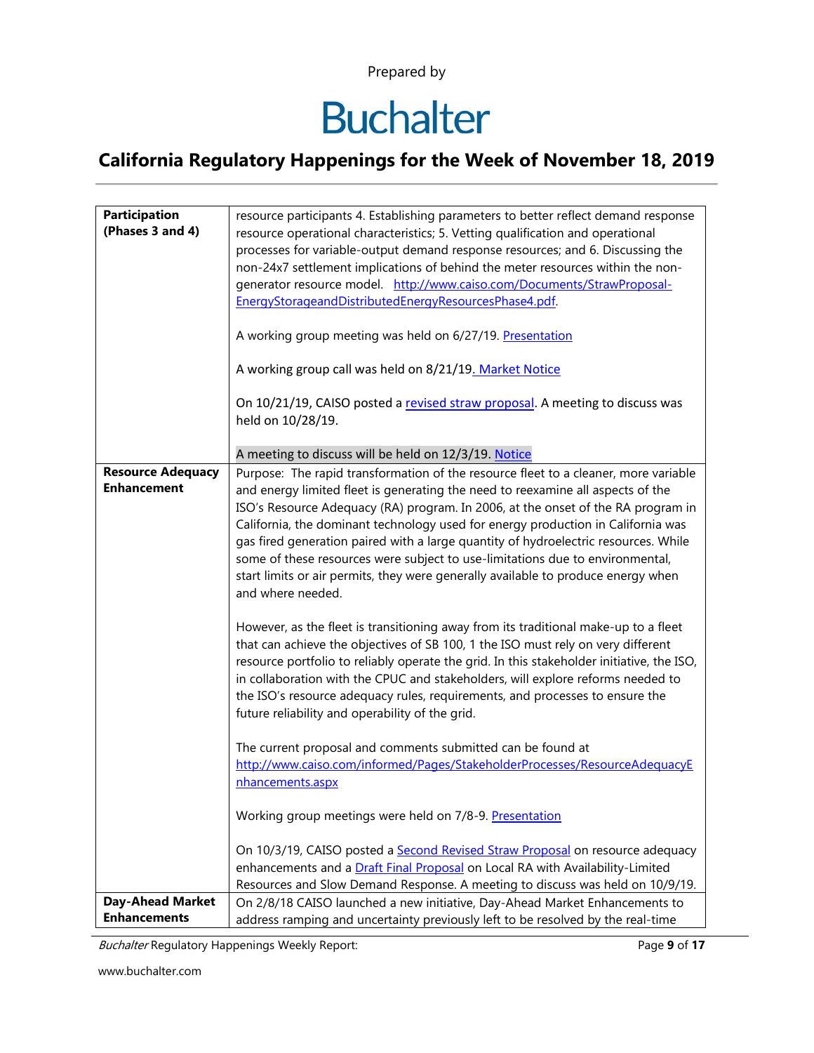| | |
|---|---|
| **Participation (Phases 3 and 4)** | resource participants 4. Establishing parameters to better reflect demand response resource operational characteristics; 5. Vetting qualification and operational processes for variable-output demand response resources; and 6. Discussing the non-24x7 settlement implications of behind the meter resources within the non-generator resource model. [http://www.caiso.com/Documents/StrawProposal-EnergyStorageandDistributedEnergyResourcesPhase4.pdf](http://www.caiso.com/Documents/StrawProposal-EnergyStorageandDistributedEnergyResourcesPhase4.pdf).<br><br>A working group meeting was held on 6/27/19. [Presentation]()<br><br>A working group call was held on 8/21/19. [Market Notice]()<br><br>On 10/21/19, CAISO posted a [revised straw proposal](). A meeting to discuss was held on 10/28/19.<br><br>A meeting to discuss will be held on 12/3/19. [Notice]() |
| **Resource Adequacy Enhancement** | Purpose: The rapid transformation of the resource fleet to a cleaner, more variable and energy limited fleet is generating the need to reexamine all aspects of the ISO's Resource Adequacy (RA) program. In 2006, at the onset of the RA program in California, the dominant technology used for energy production in California was gas fired generation paired with a large quantity of hydroelectric resources. While some of these resources were subject to use-limitations due to environmental, start limits or air permits, they were generally available to produce energy when and where needed.<br><br>However, as the fleet is transitioning away from its traditional make-up to a fleet that can achieve the objectives of SB 100, 1 the ISO must rely on very different resource portfolio to reliably operate the grid. In this stakeholder initiative, the ISO, in collaboration with the CPUC and stakeholders, will explore reforms needed to the ISO's resource adequacy rules, requirements, and processes to ensure the future reliability and operability of the grid.<br><br>The current proposal and comments submitted can be found at [http://www.caiso.com/informed/Pages/StakeholderProcesses/ResourceAdequacyEnhancements.aspx](http://www.caiso.com/informed/Pages/StakeholderProcesses/ResourceAdequacyEnhancements.aspx)<br><br>Working group meetings were held on 7/8-9. [Presentation]()<br><br>On 10/3/19, CAISO posted a [Second Revised Straw Proposal]() on resource adequacy enhancements and a [Draft Final Proposal]() on Local RA with Availability-Limited Resources and Slow Demand Response. A meeting to discuss was held on 10/9/19. |
| **Day-Ahead Market Enhancements** | On 2/8/18 CAISO launched a new initiative, Day-Ahead Market Enhancements to address ramping and uncertainty previously left to be resolved by the real-time |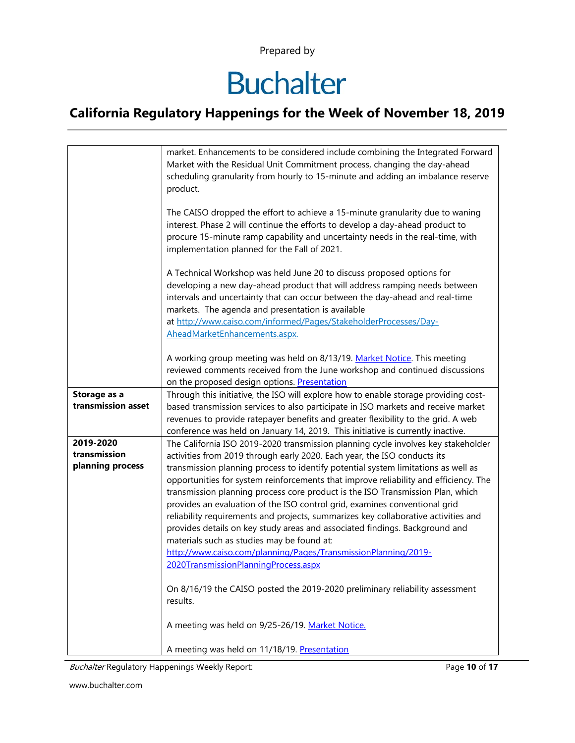| | |
|---|---|
| | market. Enhancements to be considered include combining the Integrated Forward Market with the Residual Unit Commitment process, changing the day-ahead scheduling granularity from hourly to 15-minute and adding an imbalance reserve product.<br><br>The CAISO dropped the effort to achieve a 15-minute granularity due to waning interest. Phase 2 will continue the efforts to develop a day-ahead product to procure 15-minute ramp capability and uncertainty needs in the real-time, with implementation planned for the Fall of 2021.<br><br>A Technical Workshop was held June 20 to discuss proposed options for developing a new day-ahead product that will address ramping needs between intervals and uncertainty that can occur between the day-ahead and real-time markets. The agenda and presentation is available at [http://www.caiso.com/informed/Pages/StakeholderProcesses/Day-AheadMarketEnhancements.aspx](http://www.caiso.com/informed/Pages/StakeholderProcesses/Day-AheadMarketEnhancements.aspx).<br><br>A working group meeting was held on 8/13/19. Market Notice. This meeting reviewed comments received from the June workshop and continued discussions on the proposed design options. Presentation |
| **Storage as a transmission asset** | Through this initiative, the ISO will explore how to enable storage providing cost-based transmission services to also participate in ISO markets and receive market revenues to provide ratepayer benefits and greater flexibility to the grid. A web conference was held on January 14, 2019. This initiative is currently inactive. |
| **2019-2020 transmission planning process** | The California ISO 2019-2020 transmission planning cycle involves key stakeholder activities from 2019 through early 2020. Each year, the ISO conducts its transmission planning process to identify potential system limitations as well as opportunities for system reinforcements that improve reliability and efficiency. The transmission planning process core product is the ISO Transmission Plan, which provides an evaluation of the ISO control grid, examines conventional grid reliability requirements and projects, summarizes key collaborative activities and provides details on key study areas and associated findings. Background and materials such as studies may be found at: [http://www.caiso.com/planning/Pages/TransmissionPlanning/2019-2020TransmissionPlanningProcess.aspx](http://www.caiso.com/planning/Pages/TransmissionPlanning/2019-2020TransmissionPlanningProcess.aspx)<br><br>On 8/16/19 the CAISO posted the 2019-2020 preliminary reliability assessment results.<br><br>A meeting was held on 9/25-26/19. Market Notice.<br><br>A meeting was held on 11/18/19. Presentation |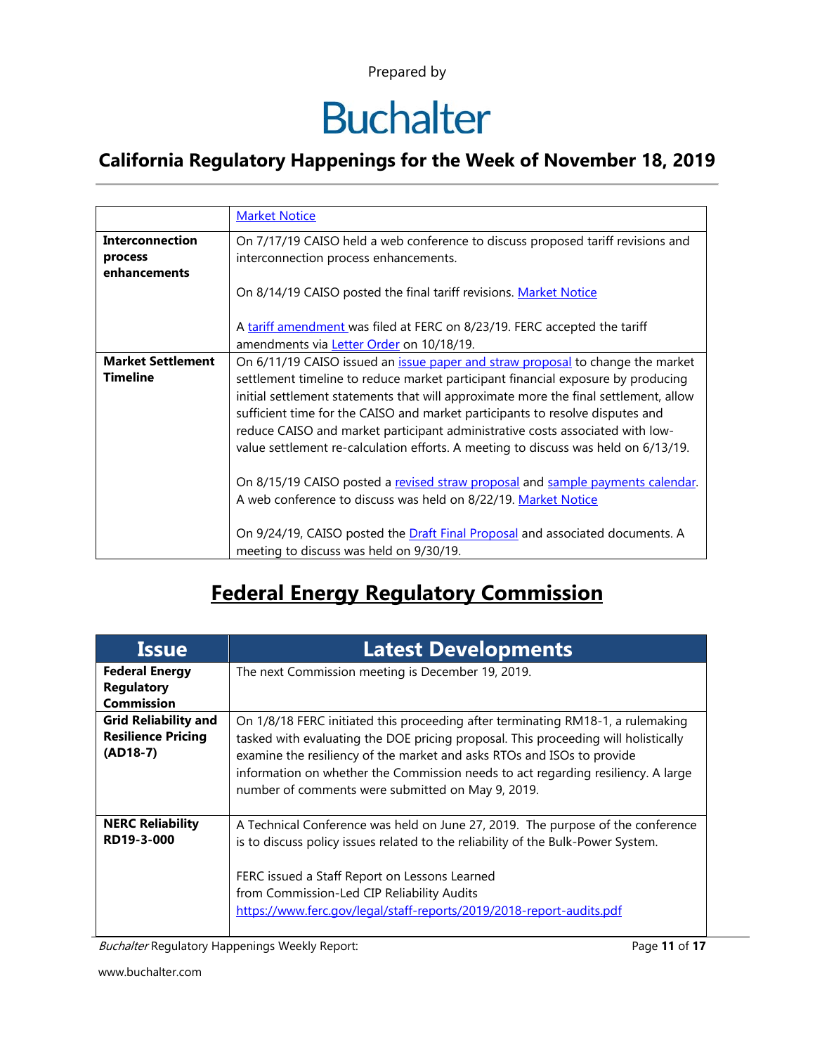| | |
|---|---|
| | [Market Notice] |
| **Interconnection process enhancements** | On 7/17/19 CAISO held a web conference to discuss proposed tariff revisions and interconnection process enhancements.<br><br>On 8/14/19 CAISO posted the final tariff revisions. [Market Notice]<br><br>A [tariff amendment] was filed at FERC on 8/23/19. FERC accepted the tariff amendments via [Letter Order] on 10/18/19. |
| **Market Settlement Timeline** | On 6/11/19 CAISO issued an [issue paper and straw proposal] to change the market settlement timeline to reduce market participant financial exposure by producing initial settlement statements that will approximate more the final settlement, allow sufficient time for the CAISO and market participants to resolve disputes and reduce CAISO and market participant administrative costs associated with low-value settlement re-calculation efforts. A meeting to discuss was held on 6/13/19.<br><br>On 8/15/19 CAISO posted a [revised straw proposal] and [sample payments calendar]. A web conference to discuss was held on 8/22/19. [Market Notice]<br><br>On 9/24/19, CAISO posted the [Draft Final Proposal] and associated documents. A meeting to discuss was held on 9/30/19. |

## Federal Energy Regulatory Commission

| Issue | Latest Developments |
|---|---|
| **Federal Energy Regulatory Commission** | The next Commission meeting is December 19, 2019. |
| **Grid Reliability and Resilience Pricing (AD18-7)** | On 1/8/18 FERC initiated this proceeding after terminating RM18-1, a rulemaking tasked with evaluating the DOE pricing proposal. This proceeding will holistically examine the resiliency of the market and asks RTOs and ISOs to provide information on whether the Commission needs to act regarding resiliency. A large number of comments were submitted on May 9, 2019. |
| **NERC Reliability RD19-3-000** | A Technical Conference was held on June 27, 2019. The purpose of the conference is to discuss policy issues related to the reliability of the Bulk-Power System.<br><br>FERC issued a Staff Report on Lessons Learned from Commission-Led CIP Reliability Audits<br>https://www.ferc.gov/legal/staff-reports/2019/2018-report-audits.pdf |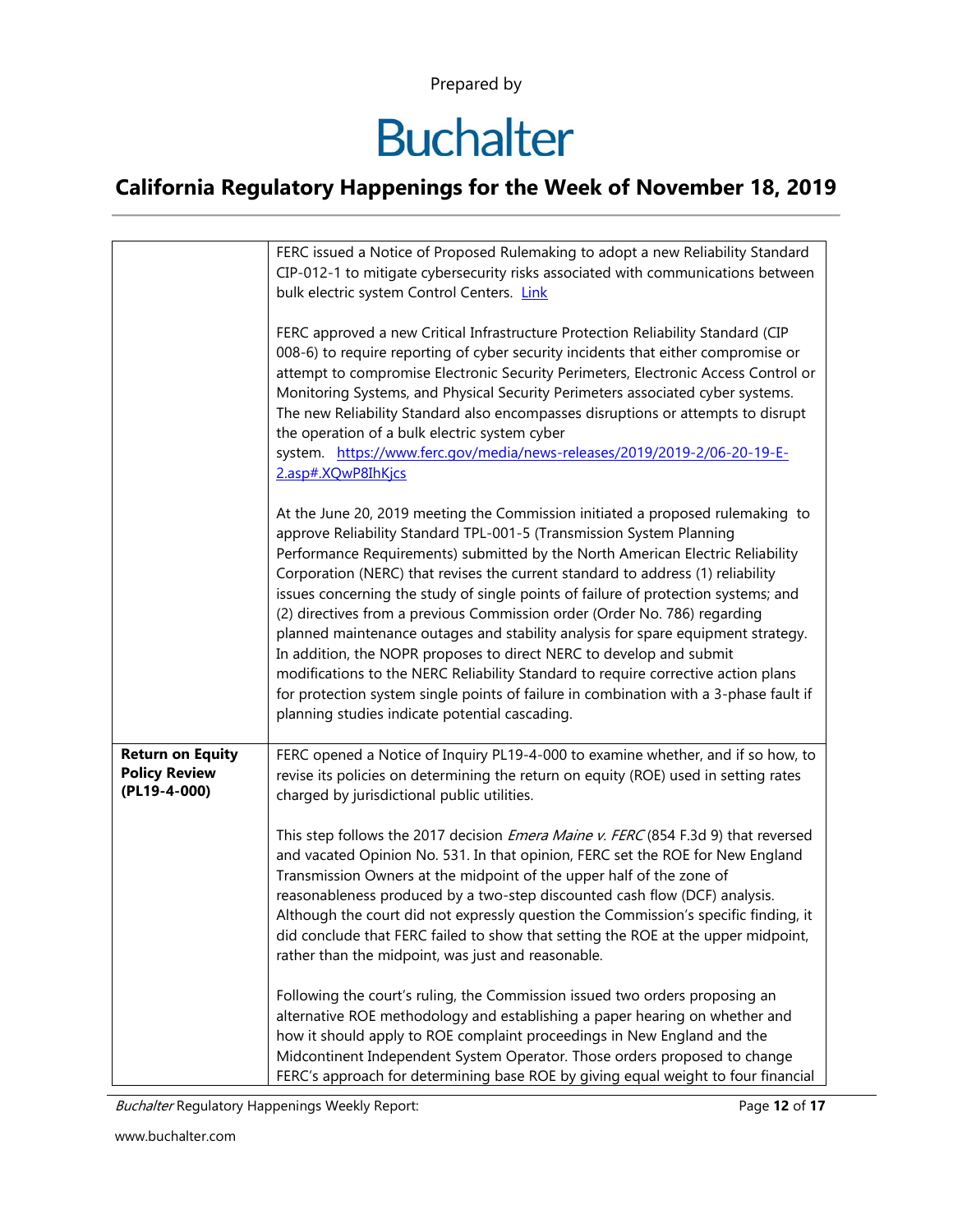| | |
|---|---|
| | FERC issued a Notice of Proposed Rulemaking to adopt a new Reliability Standard CIP-012-1 to mitigate cybersecurity risks associated with communications between bulk electric system Control Centers. [Link]<br><br>FERC approved a new Critical Infrastructure Protection Reliability Standard (CIP 008-6) to require reporting of cyber security incidents that either compromise or attempt to compromise Electronic Security Perimeters, Electronic Access Control or Monitoring Systems, and Physical Security Perimeters associated cyber systems. The new Reliability Standard also encompasses disruptions or attempts to disrupt the operation of a bulk electric system cyber system. https://www.ferc.gov/media/news-releases/2019/2019-2/06-20-19-E-2.asp#.XQwP8IhKjcs<br><br>At the June 20, 2019 meeting the Commission initiated a proposed rulemaking to approve Reliability Standard TPL-001-5 (Transmission System Planning Performance Requirements) submitted by the North American Electric Reliability Corporation (NERC) that revises the current standard to address (1) reliability issues concerning the study of single points of failure of protection systems; and (2) directives from a previous Commission order (Order No. 786) regarding planned maintenance outages and stability analysis for spare equipment strategy. In addition, the NOPR proposes to direct NERC to develop and submit modifications to the NERC Reliability Standard to require corrective action plans for protection system single points of failure in combination with a 3-phase fault if planning studies indicate potential cascading. |
| **Return on Equity Policy Review (PL19-4-000)** | FERC opened a Notice of Inquiry PL19-4-000 to examine whether, and if so how, to revise its policies on determining the return on equity (ROE) used in setting rates charged by jurisdictional public utilities.<br><br>This step follows the 2017 decision *Emera Maine v. FERC* (854 F.3d 9) that reversed and vacated Opinion No. 531. In that opinion, FERC set the ROE for New England Transmission Owners at the midpoint of the upper half of the zone of reasonableness produced by a two-step discounted cash flow (DCF) analysis. Although the court did not expressly question the Commission's specific finding, it did conclude that FERC failed to show that setting the ROE at the upper midpoint, rather than the midpoint, was just and reasonable.<br><br>Following the court's ruling, the Commission issued two orders proposing an alternative ROE methodology and establishing a paper hearing on whether and how it should apply to ROE complaint proceedings in New England and the Midcontinent Independent System Operator. Those orders proposed to change FERC's approach for determining base ROE by giving equal weight to four financial |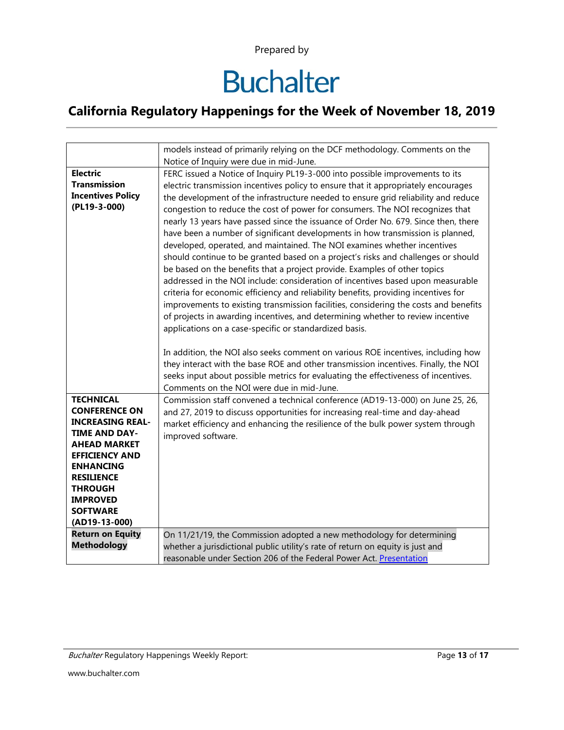Prepared by

# Buchalter

## California Regulatory Happenings for the Week of November 18, 2019

| | |
|---|---|
| | models instead of primarily relying on the DCF methodology. Comments on the Notice of Inquiry were due in mid-June. |
| **Electric Transmission Incentives Policy (PL19-3-000)** | FERC issued a Notice of Inquiry PL19-3-000 into possible improvements to its electric transmission incentives policy to ensure that it appropriately encourages the development of the infrastructure needed to ensure grid reliability and reduce congestion to reduce the cost of power for consumers. The NOI recognizes that nearly 13 years have passed since the issuance of Order No. 679. Since then, there have been a number of significant developments in how transmission is planned, developed, operated, and maintained. The NOI examines whether incentives should continue to be granted based on a project's risks and challenges or should be based on the benefits that a project provide. Examples of other topics addressed in the NOI include: consideration of incentives based upon measurable criteria for economic efficiency and reliability benefits, providing incentives for improvements to existing transmission facilities, considering the costs and benefits of projects in awarding incentives, and determining whether to review incentive applications on a case-specific or standardized basis.<br><br>In addition, the NOI also seeks comment on various ROE incentives, including how they interact with the base ROE and other transmission incentives. Finally, the NOI seeks input about possible metrics for evaluating the effectiveness of incentives. Comments on the NOI were due in mid-June. |
| **TECHNICAL CONFERENCE ON INCREASING REAL-TIME AND DAY-AHEAD MARKET EFFICIENCY AND ENHANCING RESILIENCE THROUGH IMPROVED SOFTWARE (AD19-13-000)** | Commission staff convened a technical conference (AD19-13-000) on June 25, 26, and 27, 2019 to discuss opportunities for increasing real-time and day-ahead market efficiency and enhancing the resilience of the bulk power system through improved software. |
| **Return on Equity Methodology** | On 11/21/19, the Commission adopted a new methodology for determining whether a jurisdictional public utility's rate of return on equity is just and reasonable under Section 206 of the Federal Power Act. Presentation |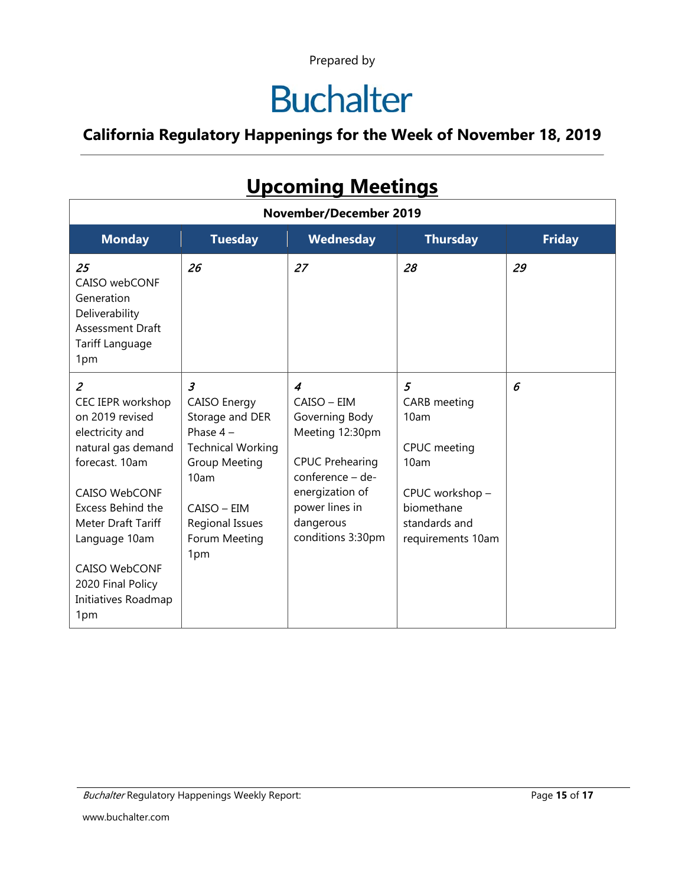Prepared by

# Buchalter

## California Regulatory Happenings for the Week of November 18, 2019

## Upcoming Meetings

| November/December 2019 | | | | |
|---|---|---|---|---|
| **Monday** | **Tuesday** | **Wednesday** | **Thursday** | **Friday** |
| *25*<br>CAISO webCONF Generation Deliverability Assessment Draft Tariff Language 1pm | *26* | *27* | *28* | *29* |
| *2*<br>CEC IEPR workshop on 2019 revised electricity and natural gas demand forecast. 10am<br><br>CAISO WebCONF Excess Behind the Meter Draft Tariff Language 10am<br><br>CAISO WebCONF 2020 Final Policy Initiatives Roadmap 1pm | *3*<br>CAISO Energy Storage and DER Phase 4 – Technical Working Group Meeting 10am<br><br>CAISO – EIM Regional Issues Forum Meeting 1pm | *4*<br>CAISO – EIM Governing Body Meeting 12:30pm<br><br>CPUC Prehearing conference – de-energization of power lines in dangerous conditions 3:30pm | *5*<br>CARB meeting 10am<br><br>CPUC meeting 10am<br><br>CPUC workshop – biomethane standards and requirements 10am | *6* |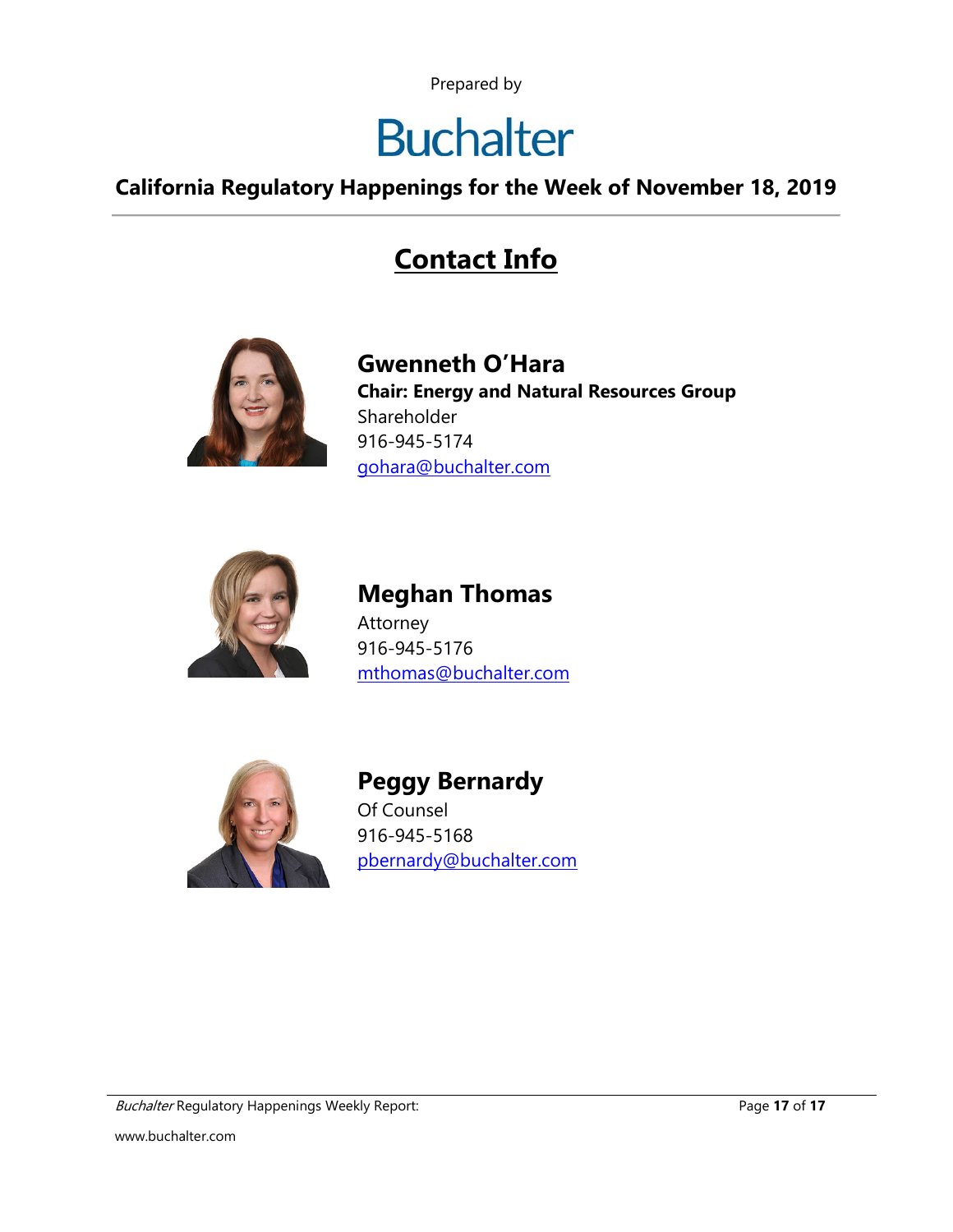Prepared by

# Buchalter

## California Regulatory Happenings for the Week of November 18, 2019

## Contact Info

### Gwenneth O'Hara

**Chair: Energy and Natural Resources Group**
Shareholder
916-945-5174
gohara@buchalter.com

### Meghan Thomas

Attorney
916-945-5176
mthomas@buchalter.com

### Peggy Bernardy

Of Counsel
916-945-5168
pbernardy@buchalter.com